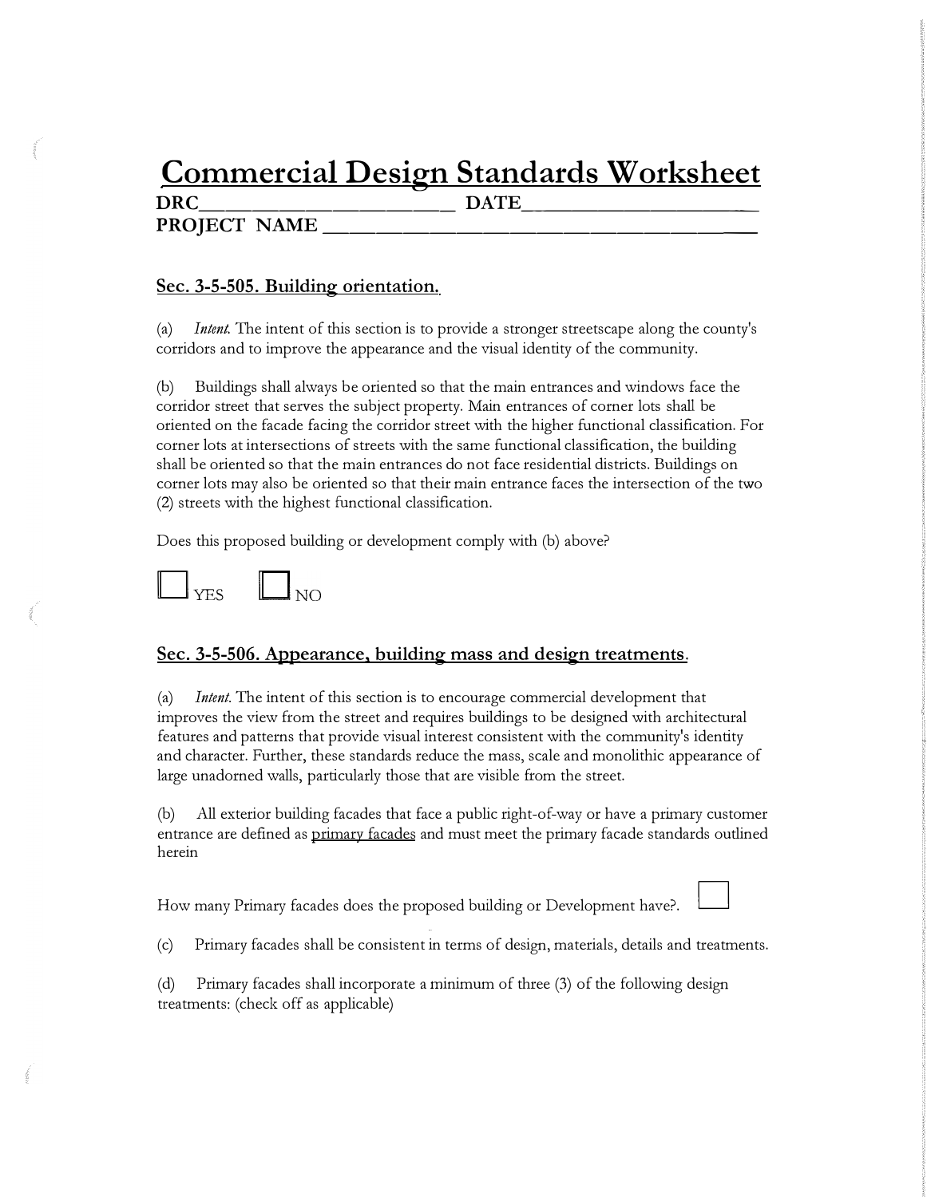# Commercial Design Standards Worksheet

**DRC__________________________ DATE_______________________**

**PROJECT NAME ____________________________________________**

## Sec. 3-5-505. Building orientation.

(a) *Intent.* The intent of this section is to provide a stronger streetscape along the county's corridors and to improve the appearance and the visual identity of the community.

(b) Buildings shall always be oriented so that the main entrances and windows face the corridor street that serves the subject property. Main entrances of corner lots shall be oriented on the facade facing the corridor street with the higher functional classification. For corner lots at intersections of streets with the same functional classification, the building shall be oriented so that the main entrances do not face residential districts. Buildings on corner lots may also be oriented so that their main entrance faces the intersection of the two (2) streets with the highest functional classification.

Does this proposed building or development comply with (b) above?

☐ YES ☐ NO

## Sec. 3-5-506. Appearance, building mass and design treatments.

(a) *Intent.* The intent of this section is to encourage commercial development that improves the view from the street and requires buildings to be designed with architectural features and patterns that provide visual interest consistent with the community's identity and character. Further, these standards reduce the mass, scale and monolithic appearance of large unadorned walls, particularly those that are visible from the street.

(b) All exterior building facades that face a public right-of-way or have a primary customer entrance are defined as primary facades and must meet the primary facade standards outlined herein

How many Primary facades does the proposed building or Development have?. ☐

(c) Primary facades shall be consistent in terms of design, materials, details and treatments.

(d) Primary facades shall incorporate a minimum of three (3) of the following design treatments: (check off as applicable)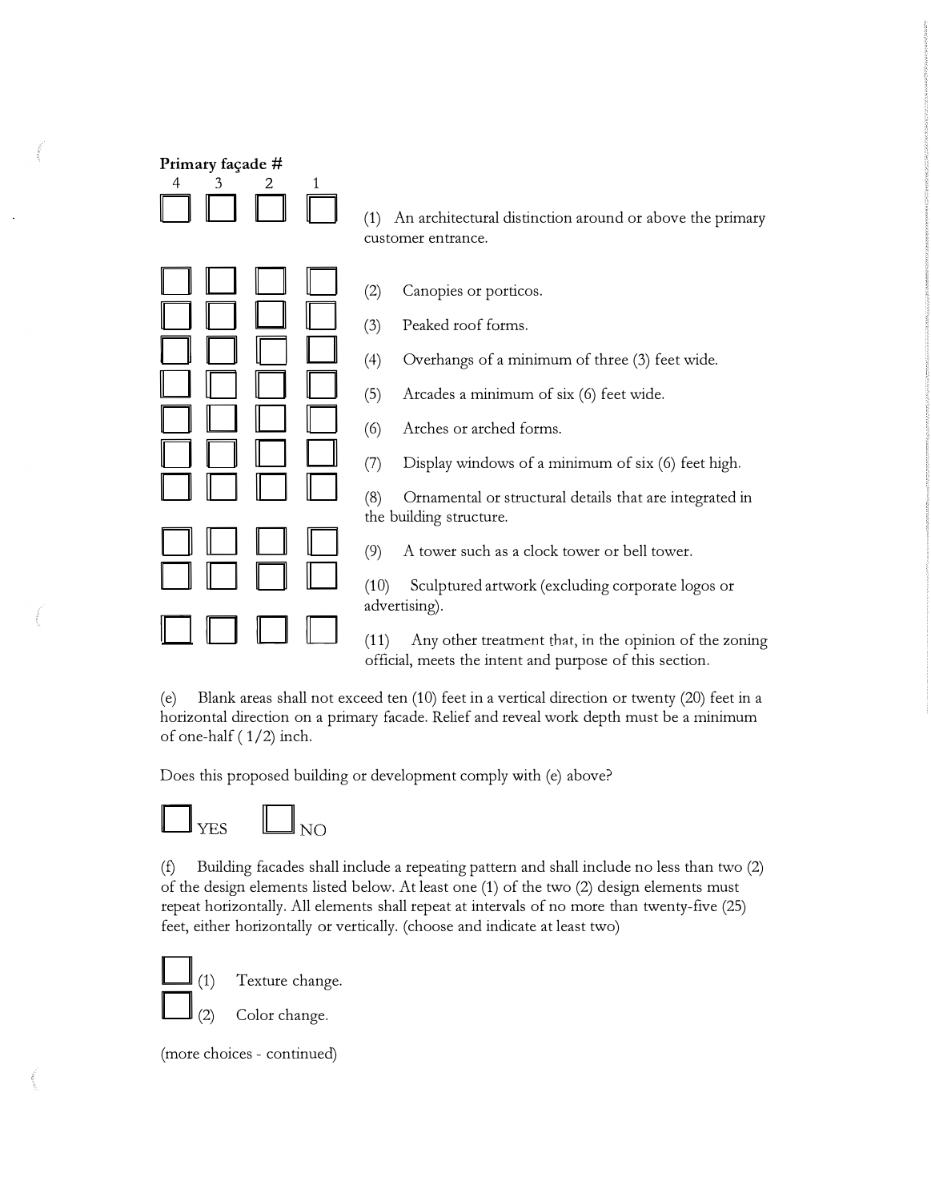**Primary façade #**

| 4 | 3 | 2 | 1 | |
|---|---|---|---|---|
| ☐ | ☐ | ☐ | ☐ | (1) An architectural distinction around or above the primary customer entrance. |
| ☐ | ☐ | ☐ | ☐ | (2) Canopies or porticos. |
| ☐ | ☐ | ☐ | ☐ | (3) Peaked roof forms. |
| ☐ | ☐ | ☐ | ☐ | (4) Overhangs of a minimum of three (3) feet wide. |
| ☐ | ☐ | ☐ | ☐ | (5) Arcades a minimum of six (6) feet wide. |
| ☐ | ☐ | ☐ | ☐ | (6) Arches or arched forms. |
| ☐ | ☐ | ☐ | ☐ | (7) Display windows of a minimum of six (6) feet high. |
| ☐ | ☐ | ☐ | ☐ | (8) Ornamental or structural details that are integrated in the building structure. |
| ☐ | ☐ | ☐ | ☐ | (9) A tower such as a clock tower or bell tower. |
| ☐ | ☐ | ☐ | ☐ | (10) Sculptured artwork (excluding corporate logos or advertising). |
| ☐ | ☐ | ☐ | ☐ | (11) Any other treatment that, in the opinion of the zoning official, meets the intent and purpose of this section. |

(e) Blank areas shall not exceed ten (10) feet in a vertical direction or twenty (20) feet in a horizontal direction on a primary facade. Relief and reveal work depth must be a minimum of one-half ( 1/2) inch.

Does this proposed building or development comply with (e) above?

☐ YES ☐ NO

(f) Building facades shall include a repeating pattern and shall include no less than two (2) of the design elements listed below. At least one (1) of the two (2) design elements must repeat horizontally. All elements shall repeat at intervals of no more than twenty-five (25) feet, either horizontally or vertically. (choose and indicate at least two)

☐ (1) Texture change.

☐ (2) Color change.

(more choices - continued)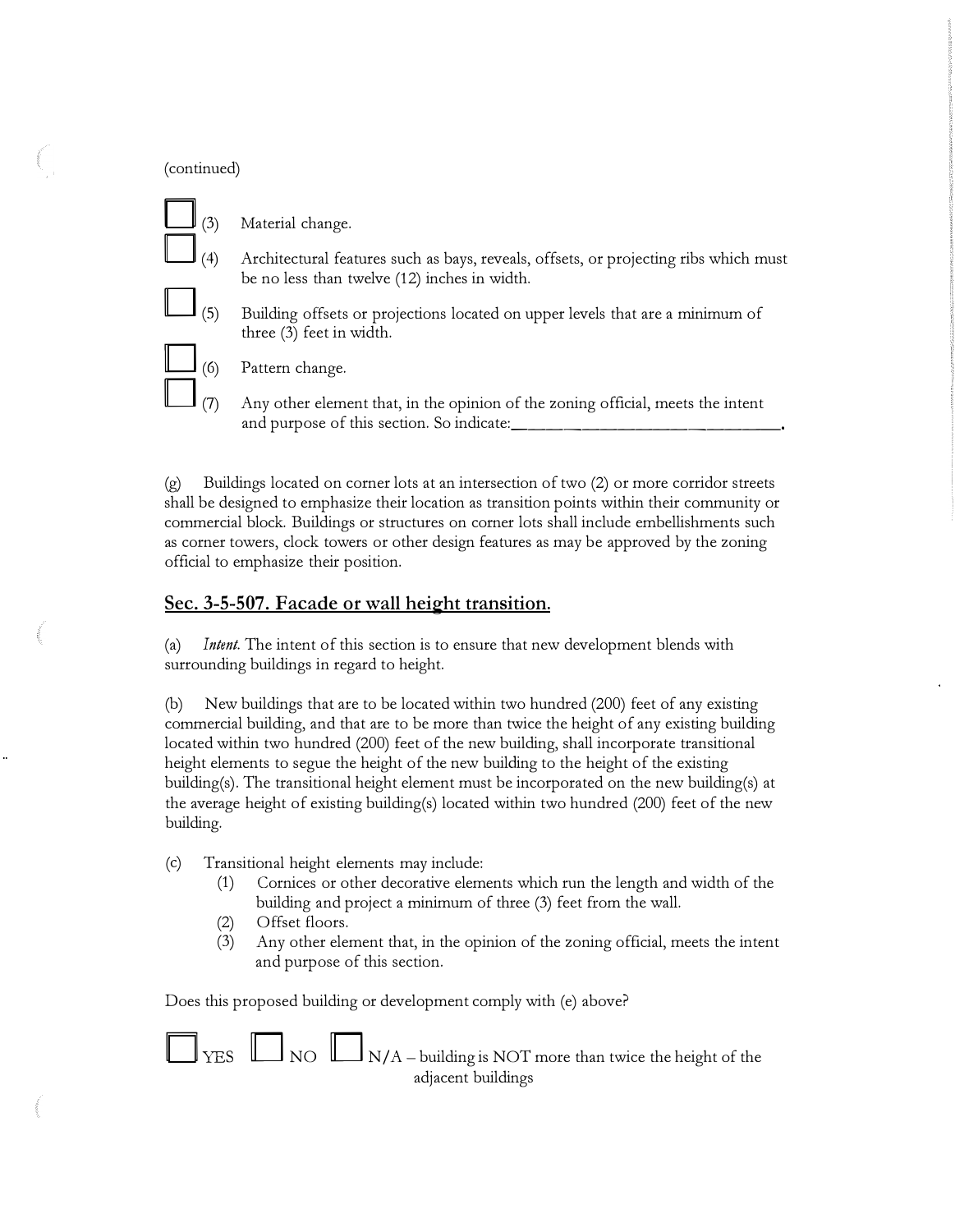(continued)

☐ (3) Material change.

☐ (4) Architectural features such as bays, reveals, offsets, or projecting ribs which must be no less than twelve (12) inches in width.

☐ (5) Building offsets or projections located on upper levels that are a minimum of three (3) feet in width.

☐ (6) Pattern change.

☐ (7) Any other element that, in the opinion of the zoning official, meets the intent and purpose of this section. So indicate:______________________________.

(g) Buildings located on corner lots at an intersection of two (2) or more corridor streets shall be designed to emphasize their location as transition points within their community or commercial block. Buildings or structures on corner lots shall include embellishments such as corner towers, clock towers or other design features as may be approved by the zoning official to emphasize their position.

## Sec. 3-5-507. Facade or wall height transition.

(a) *Intent.* The intent of this section is to ensure that new development blends with surrounding buildings in regard to height.

(b) New buildings that are to be located within two hundred (200) feet of any existing commercial building, and that are to be more than twice the height of any existing building located within two hundred (200) feet of the new building, shall incorporate transitional height elements to segue the height of the new building to the height of the existing building(s). The transitional height element must be incorporated on the new building(s) at the average height of existing building(s) located within two hundred (200) feet of the new building.

(c) Transitional height elements may include:
   (1) Cornices or other decorative elements which run the length and width of the building and project a minimum of three (3) feet from the wall.
   (2) Offset floors.
   (3) Any other element that, in the opinion of the zoning official, meets the intent and purpose of this section.

Does this proposed building or development comply with (e) above?

☐ YES ☐ NO ☐ N/A – building is NOT more than twice the height of the adjacent buildings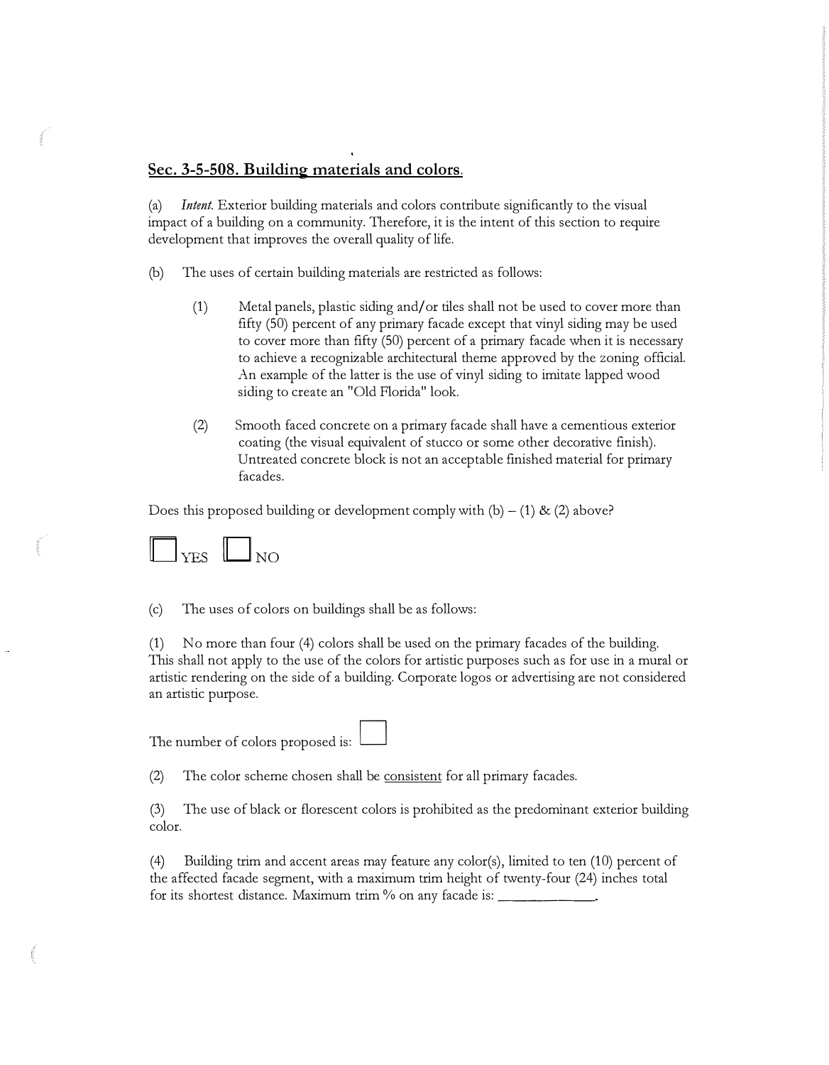## Sec. 3-5-508. Building materials and colors.

(a) *Intent.* Exterior building materials and colors contribute significantly to the visual impact of a building on a community. Therefore, it is the intent of this section to require development that improves the overall quality of life.

(b) The uses of certain building materials are restricted as follows:

> (1) Metal panels, plastic siding and/or tiles shall not be used to cover more than fifty (50) percent of any primary facade except that vinyl siding may be used to cover more than fifty (50) percent of a primary facade when it is necessary to achieve a recognizable architectural theme approved by the zoning official. An example of the latter is the use of vinyl siding to imitate lapped wood siding to create an "Old Florida" look.
>
> (2) Smooth faced concrete on a primary facade shall have a cementious exterior coating (the visual equivalent of stucco or some other decorative finish). Untreated concrete block is not an acceptable finished material for primary facades.

Does this proposed building or development comply with (b) – (1) & (2) above?

☐ YES ☐ NO

(c) The uses of colors on buildings shall be as follows:

(1) No more than four (4) colors shall be used on the primary facades of the building. This shall not apply to the use of the colors for artistic purposes such as for use in a mural or artistic rendering on the side of a building. Corporate logos or advertising are not considered an artistic purpose.

The number of colors proposed is: ☐

(2) The color scheme chosen shall be consistent for all primary facades.

(3) The use of black or florescent colors is prohibited as the predominant exterior building color.

(4) Building trim and accent areas may feature any color(s), limited to ten (10) percent of the affected facade segment, with a maximum trim height of twenty-four (24) inches total for its shortest distance. Maximum trim % on any facade is: ____________.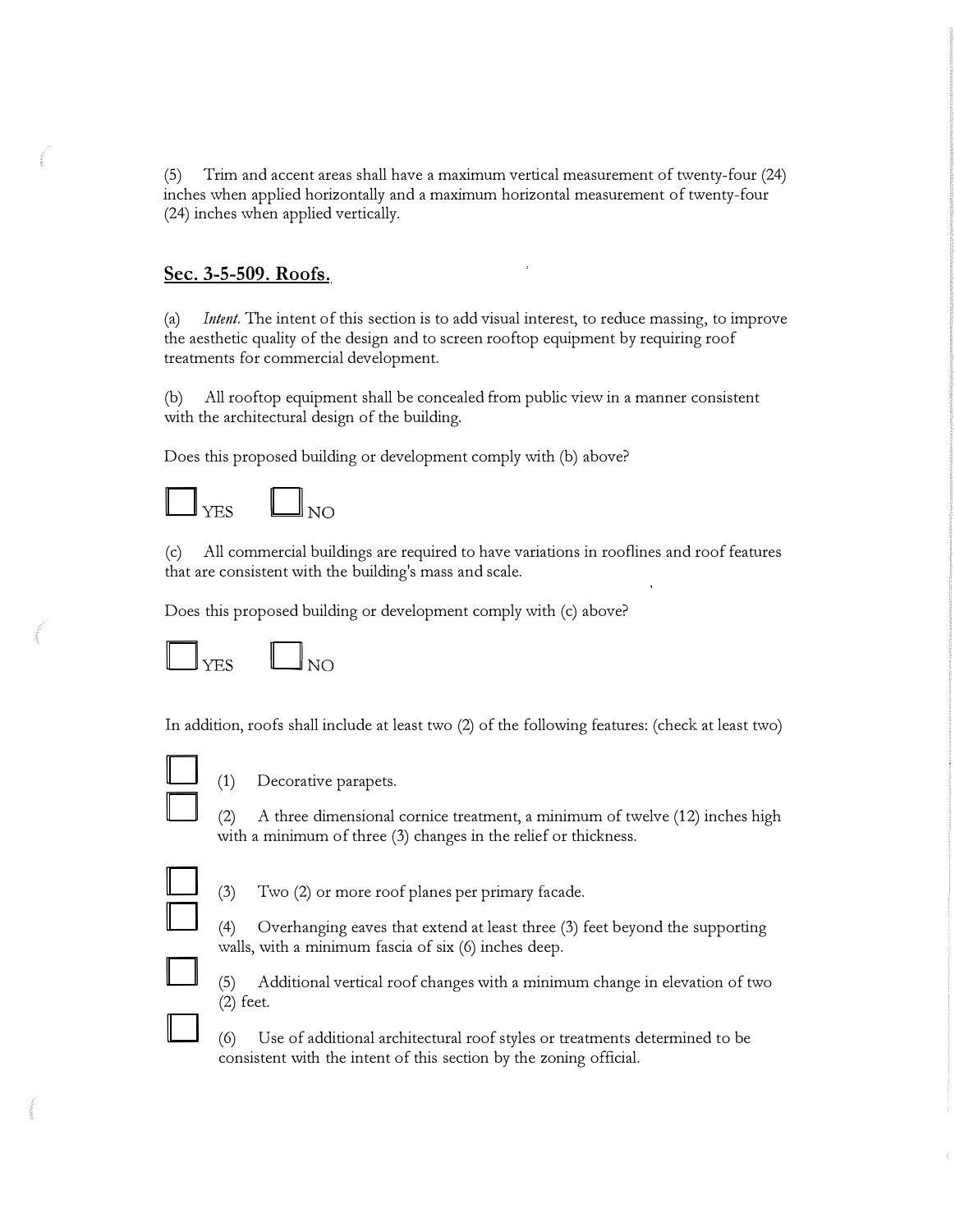(5) Trim and accent areas shall have a maximum vertical measurement of twenty-four (24) inches when applied horizontally and a maximum horizontal measurement of twenty-four (24) inches when applied vertically.

## Sec. 3-5-509. Roofs.

(a) *Intent.* The intent of this section is to add visual interest, to reduce massing, to improve the aesthetic quality of the design and to screen rooftop equipment by requiring roof treatments for commercial development.

(b) All rooftop equipment shall be concealed from public view in a manner consistent with the architectural design of the building.

Does this proposed building or development comply with (b) above?

☐ YES ☐ NO

(c) All commercial buildings are required to have variations in rooflines and roof features that are consistent with the building's mass and scale.

Does this proposed building or development comply with (c) above?

☐ YES ☐ NO

In addition, roofs shall include at least two (2) of the following features: (check at least two)

☐ (1) Decorative parapets.

☐ (2) A three dimensional cornice treatment, a minimum of twelve (12) inches high with a minimum of three (3) changes in the relief or thickness.

☐ (3) Two (2) or more roof planes per primary facade.

☐ (4) Overhanging eaves that extend at least three (3) feet beyond the supporting walls, with a minimum fascia of six (6) inches deep.

☐ (5) Additional vertical roof changes with a minimum change in elevation of two (2) feet.

☐ (6) Use of additional architectural roof styles or treatments determined to be consistent with the intent of this section by the zoning official.